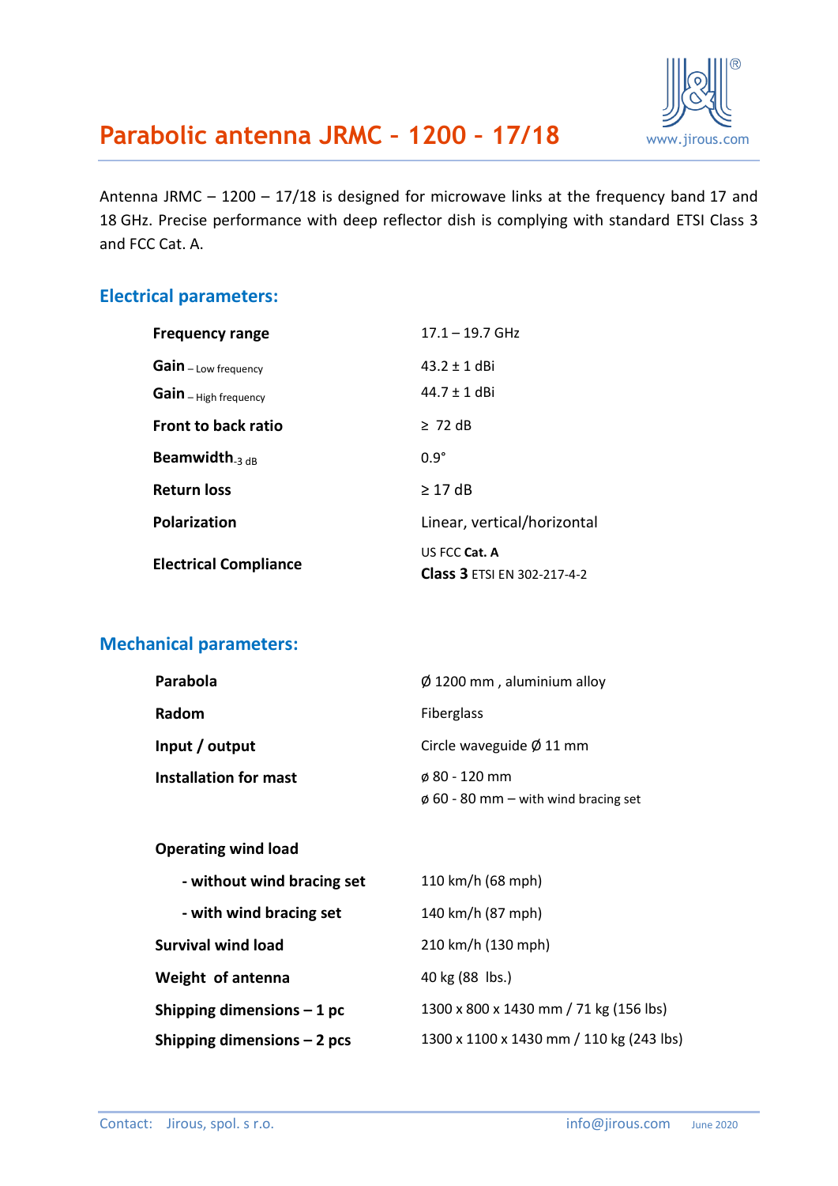# Parabolic antenna JRMC – 1200 – 17/18

Antenna JRMC – 1200 – 17/18 is designed for microwave links at the frequency band 17 and 18 GHz. Precise performance with deep reflector dish is complying with standard ETSI Class 3 and FCC Cat. A.

## Electrical parameters:

| | |
|---|---|
| **Frequency range** | 17.1 – 19.7 GHz |
| **Gain** – Low frequency | 43.2 ± 1 dBi |
| **Gain** – High frequency | 44.7 ± 1 dBi |
| **Front to back ratio** | ≥ 72 dB |
| **Beamwidth**$_{-3\ dB}$ | 0.9° |
| **Return loss** | ≥ 17 dB |
| **Polarization** | Linear, vertical/horizontal |
| **Electrical Compliance** | US FCC **Cat. A**<br>**Class 3** ETSI EN 302-217-4-2 |

## Mechanical parameters:

| | |
|---|---|
| **Parabola** | Ø 1200 mm , aluminium alloy |
| **Radom** | Fiberglass |
| **Input / output** | Circle waveguide Ø 11 mm |
| **Installation for mast** | ø 80 - 120 mm<br>ø 60 - 80 mm – with wind bracing set |
| **Operating wind load** | |
| **- without wind bracing set** | 110 km/h (68 mph) |
| **- with wind bracing set** | 140 km/h (87 mph) |
| **Survival wind load** | 210 km/h (130 mph) |
| **Weight of antenna** | 40 kg (88 lbs.) |
| **Shipping dimensions – 1 pc** | 1300 x 800 x 1430 mm / 71 kg (156 lbs) |
| **Shipping dimensions – 2 pcs** | 1300 x 1100 x 1430 mm / 110 kg (243 lbs) |

Contact: Jirous, spol. s r.o. info@jirous.com June 2020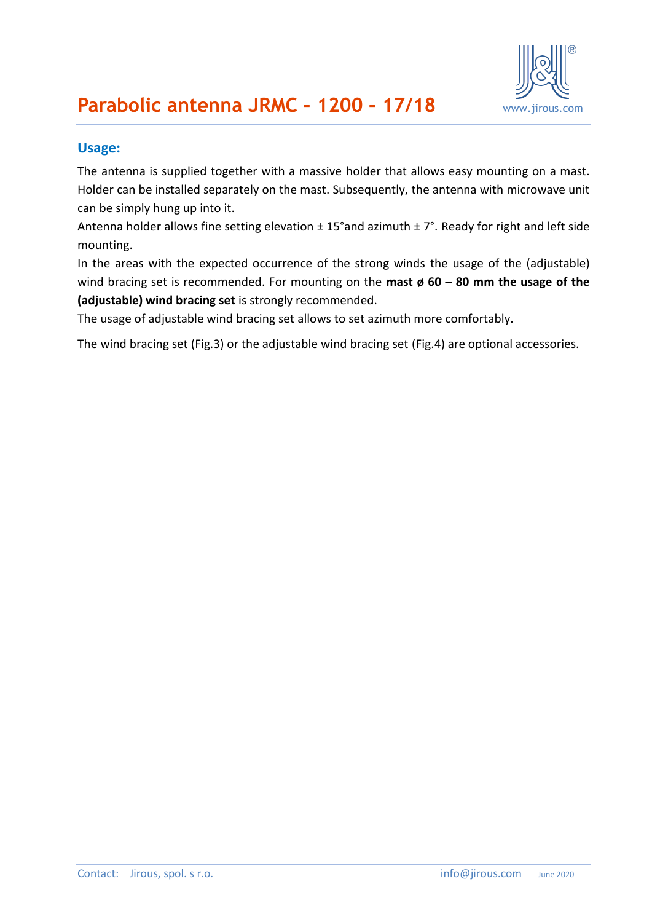# Parabolic antenna JRMC – 1200 – 17/18

## Usage:

The antenna is supplied together with a massive holder that allows easy mounting on a mast. Holder can be installed separately on the mast. Subsequently, the antenna with microwave unit can be simply hung up into it.

Antenna holder allows fine setting elevation ± 15°and azimuth ± 7°. Ready for right and left side mounting.

In the areas with the expected occurrence of the strong winds the usage of the (adjustable) wind bracing set is recommended. For mounting on the **mast ø 60 – 80 mm the usage of the (adjustable) wind bracing set** is strongly recommended.

The usage of adjustable wind bracing set allows to set azimuth more comfortably.

The wind bracing set (Fig.3) or the adjustable wind bracing set (Fig.4) are optional accessories.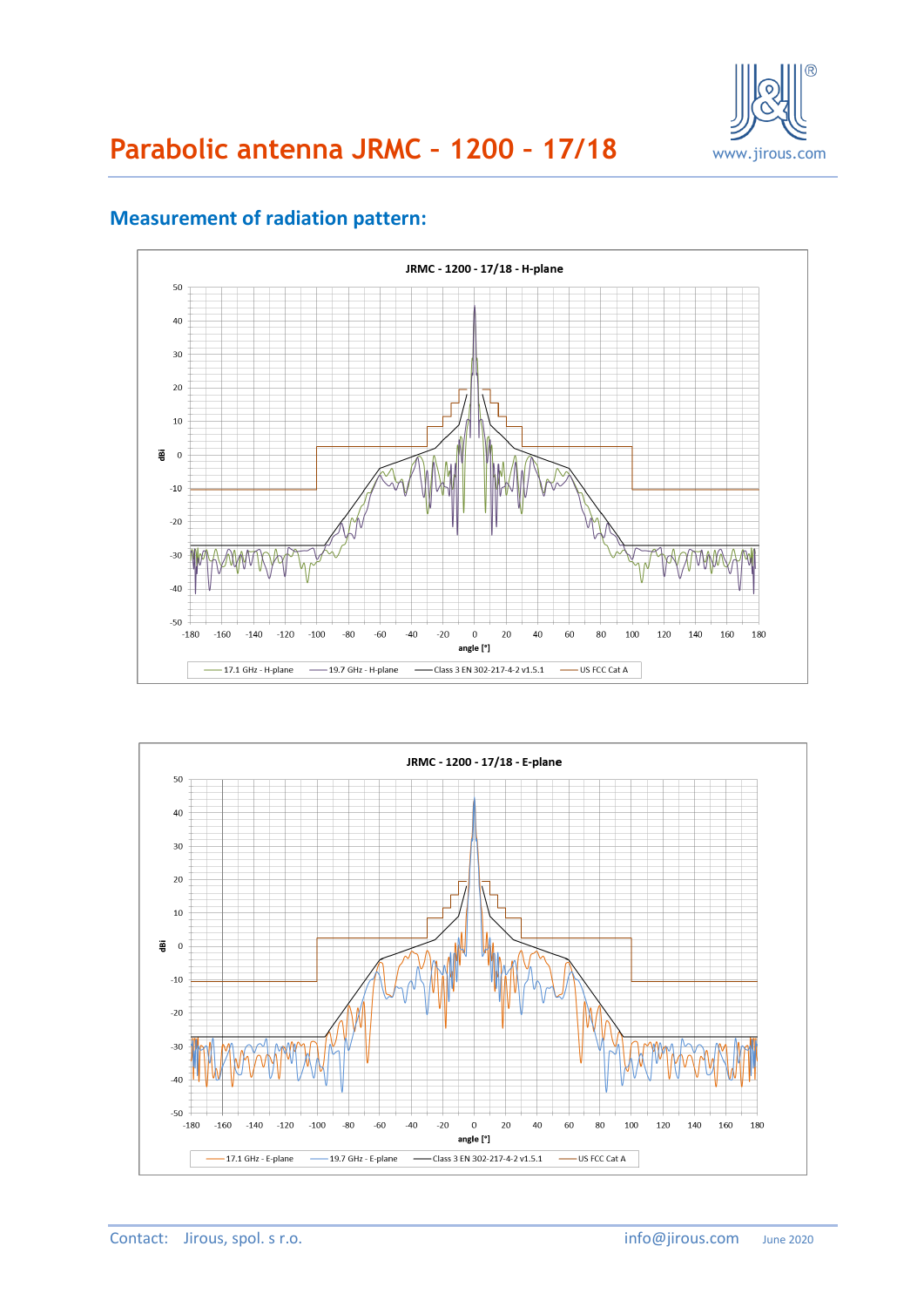# Parabolic antenna JRMC – 1200 – 17/18

## Measurement of radiation pattern:

JRMC - 1200 - 17/18 - H-plane

JRMC - 1200 - 17/18 - E-plane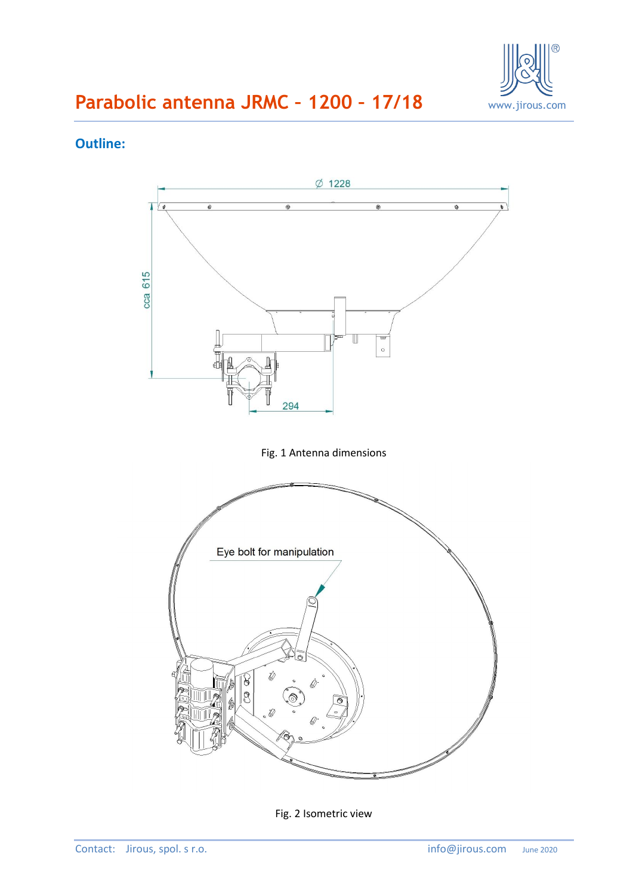# Parabolic antenna JRMC – 1200 – 17/18

## Outline:

Fig. 1 Antenna dimensions

Fig. 2 Isometric view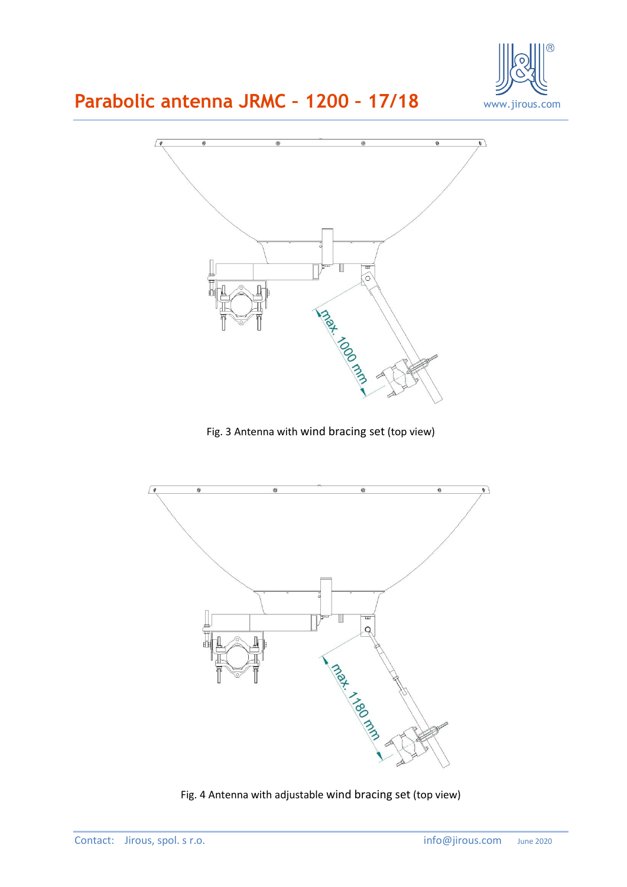# Parabolic antenna JRMC – 1200 – 17/18

Fig. 3 Antenna with wind bracing set (top view)

Fig. 4 Antenna with adjustable wind bracing set (top view)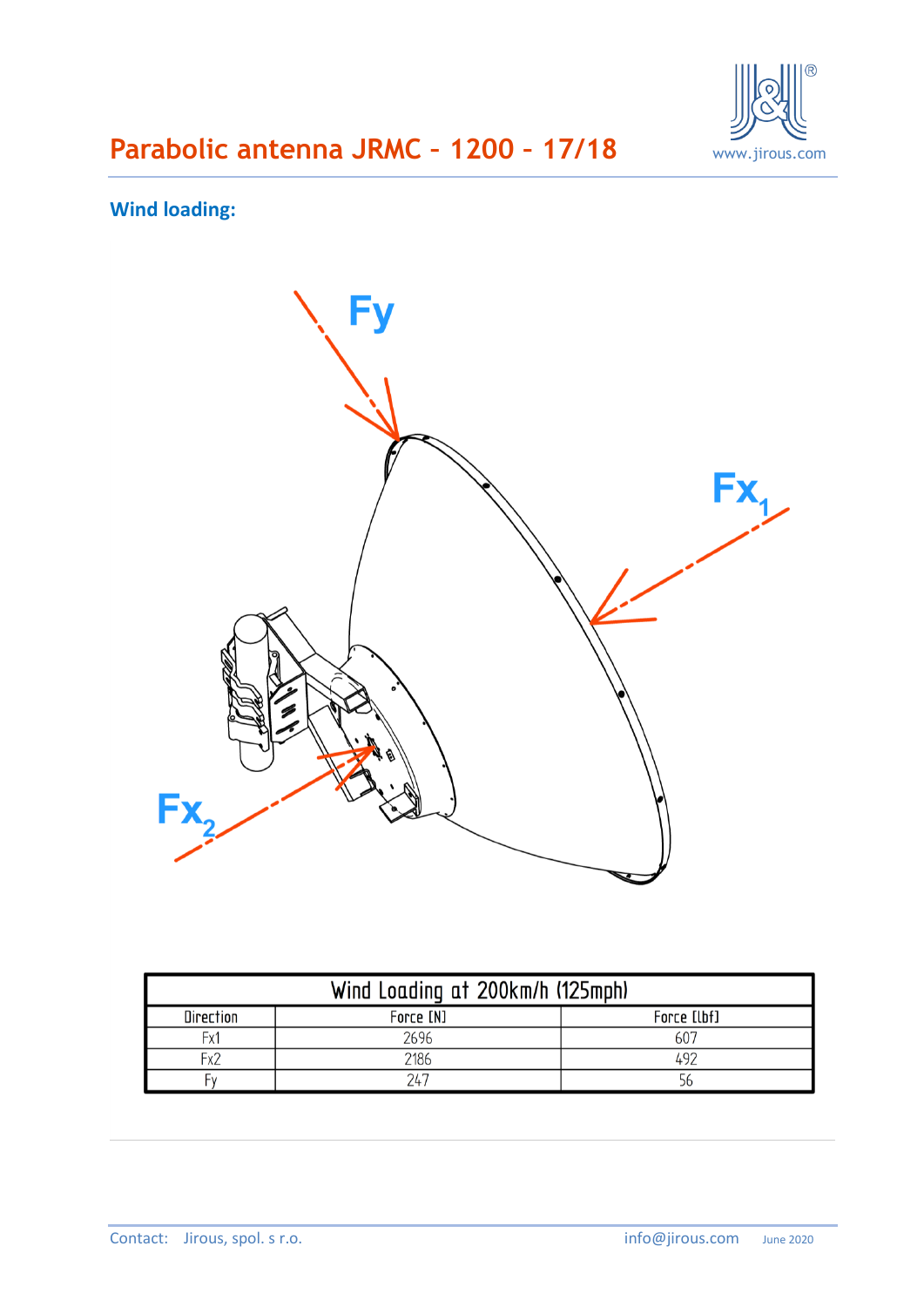# Parabolic antenna JRMC – 1200 – 17/18

## Wind loading:

Fy

$Fx_1$

$Fx_2$

| Wind Loading at 200km/h (125mph) | | |
|---|---|---|
| Direction | Force [N] | Force [lbf] |
| Fx1 | 2696 | 607 |
| Fx2 | 2186 | 492 |
| Fy | 247 | 56 |

Contact: Jirous, spol. s r.o. info@jirous.com June 2020